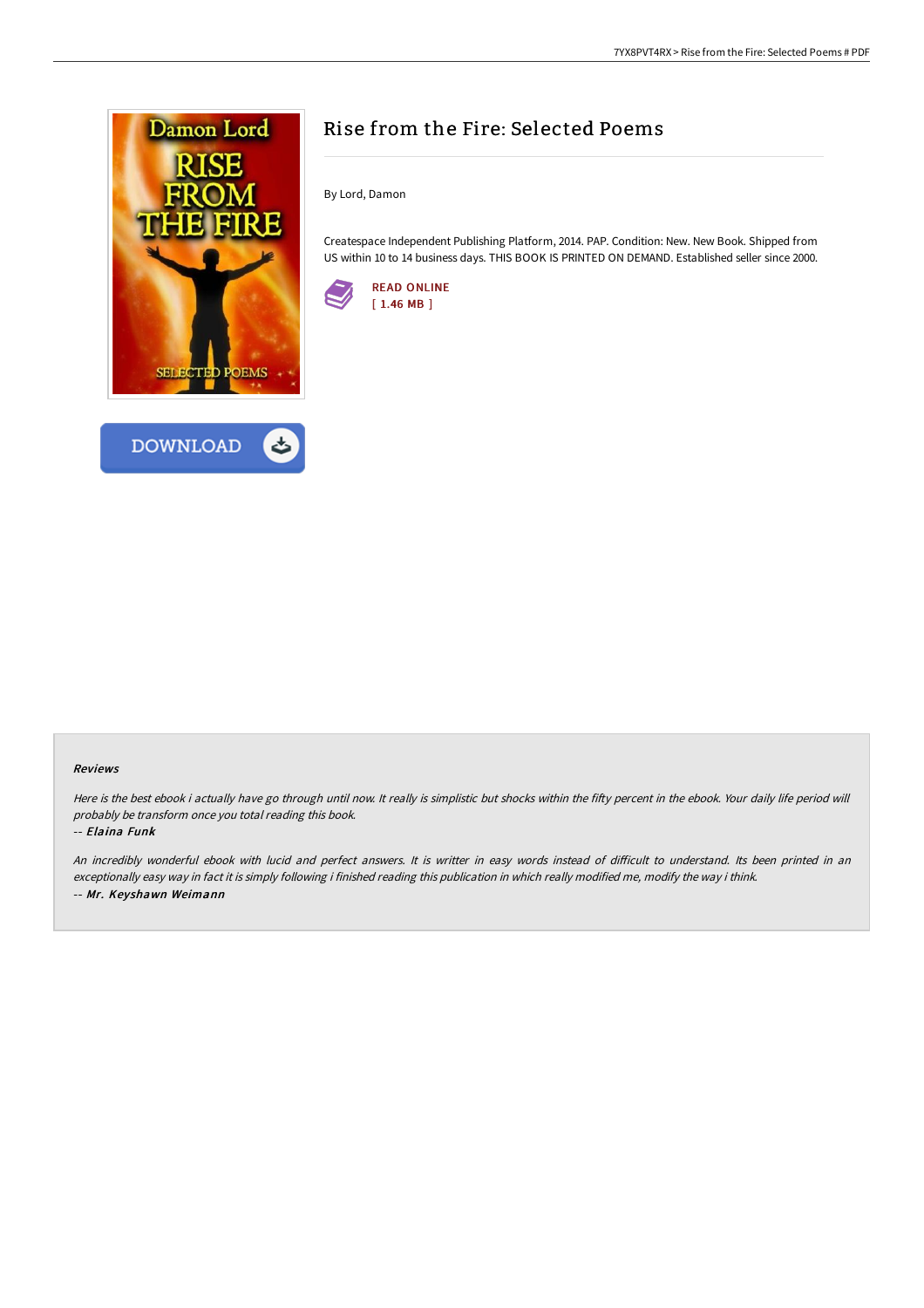# Rise from the Fire: Selected Poems

By Lord, Damon

Createspace Independent Publishing Platform, 2014. PAP. Condition: New. New Book. Shipped from US within 10 to 14 business days. THIS BOOK IS PRINTED ON DEMAND. Established seller since 2000.

READ ONLINE
[ 1.46 MB ]

DOWNLOAD

### Reviews

*Here is the best ebook i actually have go through until now. It really is simplistic but shocks within the fifty percent in the ebook. Your daily life period will probably be transform once you total reading this book.*

*-- Elaina Funk*

*An incredibly wonderful ebook with lucid and perfect answers. It is writter in easy words instead of difficult to understand. Its been printed in an exceptionally easy way in fact it is simply following i finished reading this publication in which really modified me, modify the way i think.*

*-- Mr. Keyshawn Weimann*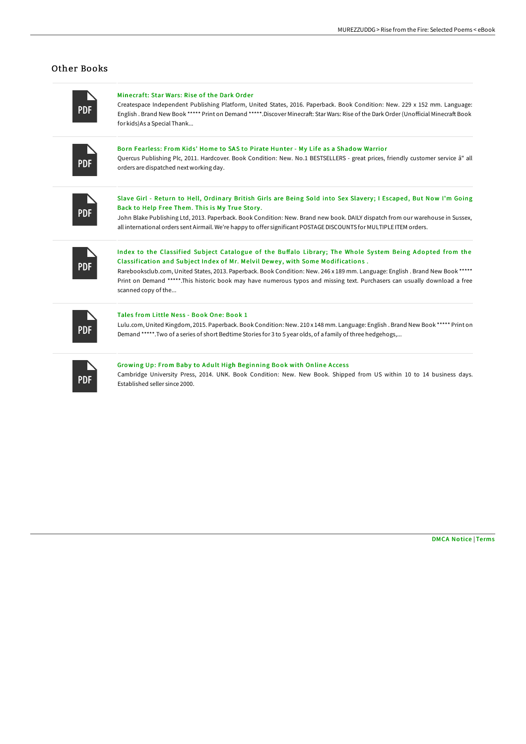## Other Books

**Minecraft: Star Wars: Rise of the Dark Order**

Createspace Independent Publishing Platform, United States, 2016. Paperback. Book Condition: New. 229 x 152 mm. Language: English . Brand New Book ***** Print on Demand *****.Discover Minecraft: Star Wars: Rise of the Dark Order (Unofficial Minecraft Book for kids)As a Special Thank...

**Born Fearless: From Kids' Home to SAS to Pirate Hunter - My Life as a Shadow Warrior**

Quercus Publishing Plc, 2011. Hardcover. Book Condition: New. No.1 BESTSELLERS - great prices, friendly customer service â" all orders are dispatched next working day.

**Slave Girl - Return to Hell, Ordinary British Girls are Being Sold into Sex Slavery; I Escaped, But Now I'm Going Back to Help Free Them. This is My True Story.**

John Blake Publishing Ltd, 2013. Paperback. Book Condition: New. Brand new book. DAILY dispatch from our warehouse in Sussex, all international orders sent Airmail. We're happy to offer significant POSTAGE DISCOUNTS for MULTIPLE ITEM orders.

**Index to the Classified Subject Catalogue of the Buffalo Library; The Whole System Being Adopted from the Classification and Subject Index of Mr. Melvil Dewey, with Some Modifications .**

Rarebooksclub.com, United States, 2013. Paperback. Book Condition: New. 246 x 189 mm. Language: English . Brand New Book ***** Print on Demand *****.This historic book may have numerous typos and missing text. Purchasers can usually download a free scanned copy of the...

**Tales from Little Ness - Book One: Book 1**

Lulu.com, United Kingdom, 2015. Paperback. Book Condition: New. 210 x 148 mm. Language: English . Brand New Book ***** Print on Demand *****.Two of a series of short Bedtime Stories for 3 to 5 year olds, of a family of three hedgehogs,...

**Growing Up: From Baby to Adult High Beginning Book with Online Access**

Cambridge University Press, 2014. UNK. Book Condition: New. New Book. Shipped from US within 10 to 14 business days. Established seller since 2000.